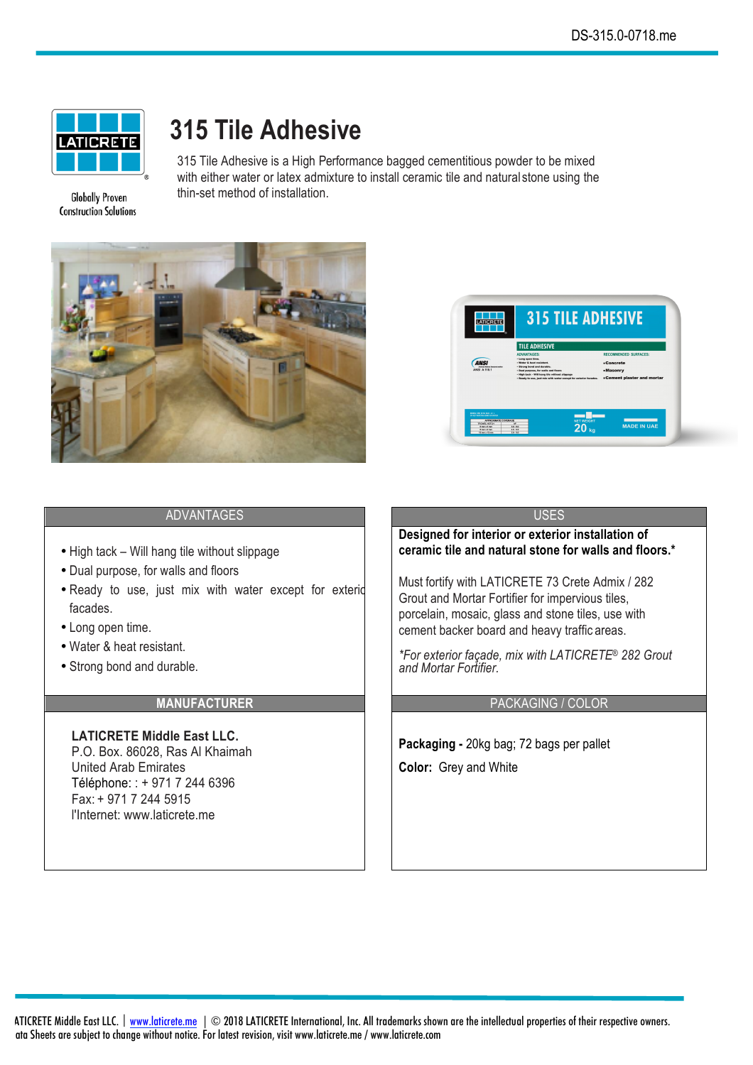# 315 Tile Adhesive

315 Tile Adhesive is a High Performance bagged cementitious powder to be mixed with either water or latex admixture to install ceramic tile and natural stone using the thin-set method of installation.

## ADVANTAGES

- High tack – Will hang tile without slippage
- Dual purpose, for walls and floors
- Ready to use, just mix with water except for exterio facades.
- Long open time.
- Water & heat resistant.
- Strong bond and durable.

## USES

**Designed for interior or exterior installation of ceramic tile and natural stone for walls and floors.***

Must fortify with LATICRETE 73 Crete Admix / 282 Grout and Mortar Fortifier for impervious tiles, porcelain, mosaic, glass and stone tiles, use with cement backer board and heavy traffic areas.

*\*For exterior façade, mix with LATICRETE® 282 Grout and Mortar Fortifier.*

## MANUFACTURER

**LATICRETE Middle East LLC.**
P.O. Box. 86028, Ras Al Khaimah
United Arab Emirates
Téléphone: : + 971 7 244 6396
Fax: + 971 7 244 5915
l'Internet: www.laticrete.me

## PACKAGING / COLOR

**Packaging -** 20kg bag; 72 bags per pallet

**Color:** Grey and White

ATICRETE Middle East LLC. | www.laticrete.me | © 2018 LATICRETE International, Inc. All trademarks shown are the intellectual properties of their respective owners.
ata Sheets are subject to change without notice. For latest revision, visit www.laticrete.me / www.laticrete.com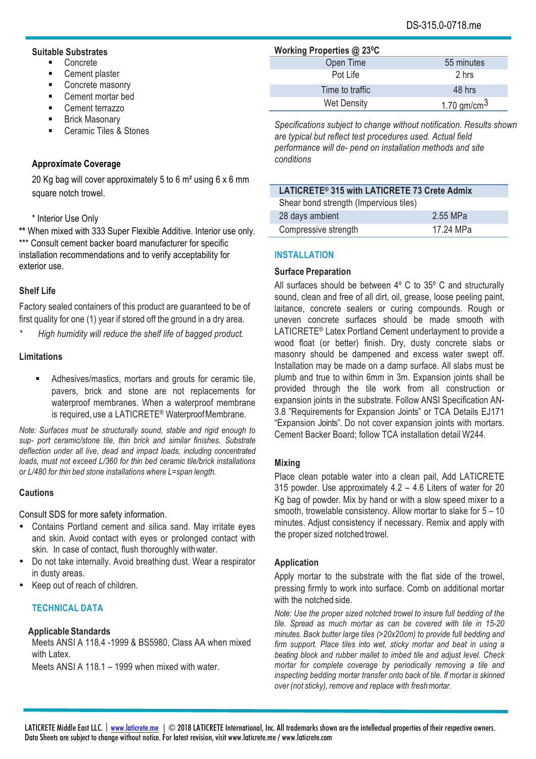### Suitable Substrates

- Concrete
- Cement plaster
- Concrete masonry
- Cement mortar bed
- Cement terrazzo
- Brick Masonary
- Ceramic Tiles & Stones

### Approximate Coverage

20 Kg bag will cover approximately 5 to 6 m² using 6 x 6 mm square notch trowel.

\* Interior Use Only

** When mixed with 333 Super Flexible Additive. Interior use only.

*** Consult cement backer board manufacturer for specific installation recommendations and to verify acceptability for exterior use.

### Shelf Life

Factory sealed containers of this product are guaranteed to be of first quality for one (1) year if stored off the ground in a dry area.

\* *High humidity will reduce the shelf life of bagged product.*

### Limitations

- Adhesives/mastics, mortars and grouts for ceramic tile, pavers, brick and stone are not replacements for waterproof membranes. When a waterproof membrane is required, use a LATICRETE® Waterproof Membrane.

*Note: Surfaces must be structurally sound, stable and rigid enough to sup- port ceramic/stone tile, thin brick and similar finishes. Substrate deflection under all live, dead and impact loads, including concentrated loads, must not exceed L/360 for thin bed ceramic tile/brick installations or L/480 for thin bed stone installations where L=span length.*

### Cautions

Consult SDS for more safety information.

- Contains Portland cement and silica sand. May irritate eyes and skin. Avoid contact with eyes or prolonged contact with skin. In case of contact, flush thoroughly with water.
- Do not take internally. Avoid breathing dust. Wear a respirator in dusty areas.
- Keep out of reach of children.

## TECHNICAL DATA

### Applicable Standards

Meets ANSI A 118.4 -1999 & BS5980, Class AA when mixed with Latex.

Meets ANSI A 118.1 – 1999 when mixed with water.

### Working Properties @ 23⁰C

| | |
|---|---|
| Open Time | 55 minutes |
| Pot Life | 2 hrs |
| Time to traffic | 48 hrs |
| Wet Density | 1.70 gm/cm³ |

*Specifications subject to change without notification. Results shown are typical but reflect test procedures used. Actual field performance will de- pend on installation methods and site conditions*

| LATICRETE® 315 with LATICRETE 73 Crete Admix | |
|---|---|
| Shear bond strength (Impervious tiles) | |
| 28 days ambient | 2.55 MPa |
| Compressive strength | 17.24 MPa |

## INSTALLATION

### Surface Preparation

All surfaces should be between 4º C to 35º C and structurally sound, clean and free of all dirt, oil, grease, loose peeling paint, laitance, concrete sealers or curing compounds. Rough or uneven concrete surfaces should be made smooth with LATICRETE® Latex Portland Cement underlayment to provide a wood float (or better) finish. Dry, dusty concrete slabs or masonry should be dampened and excess water swept off. Installation may be made on a damp surface. All slabs must be plumb and true to within 6mm in 3m. Expansion joints shall be provided through the tile work from all construction or expansion joints in the substrate. Follow ANSI Specification AN-3.8 "Requirements for Expansion Joints" or TCA Details EJ171 "Expansion Joints". Do not cover expansion joints with mortars. Cement Backer Board; follow TCA installation detail W244.

### Mixing

Place clean potable water into a clean pail, Add LATICRETE 315 powder. Use approximately 4.2 – 4.6 Liters of water for 20 Kg bag of powder. Mix by hand or with a slow speed mixer to a smooth, trowelable consistency. Allow mortar to slake for 5 – 10 minutes. Adjust consistency if necessary. Remix and apply with the proper sized notched trowel.

### Application

Apply mortar to the substrate with the flat side of the trowel, pressing firmly to work into surface. Comb on additional mortar with the notched side.

*Note: Use the proper sized notched trowel to insure full bedding of the tile. Spread as much mortar as can be covered with tile in 15-20 minutes. Back butter large tiles (>20x20cm) to provide full bedding and firm support. Place tiles into wet, sticky mortar and beat in using a beating block and rubber mallet to imbed tile and adjust level. Check mortar for complete coverage by periodically removing a tile and inspecting bedding mortar transfer onto back of tile. If mortar is skinned over (not sticky), remove and replace with fresh mortar.*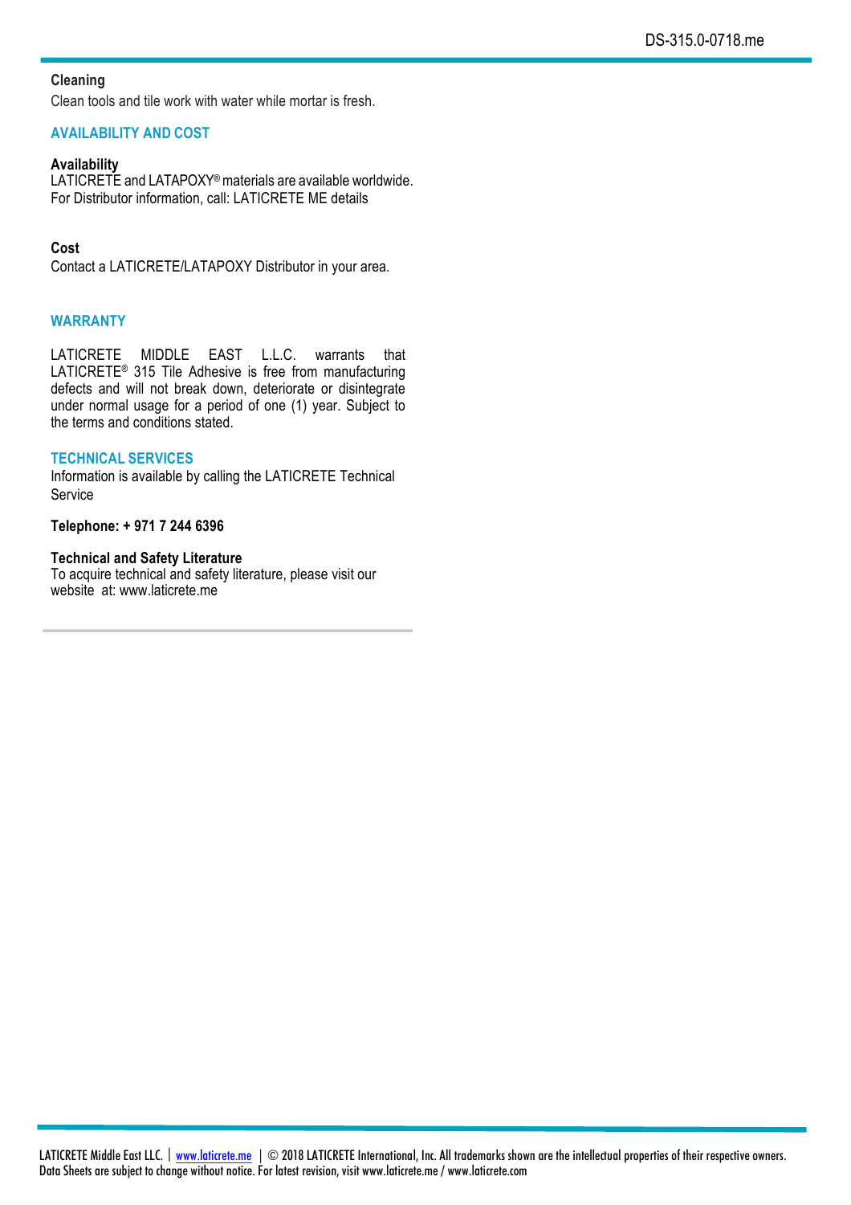### Cleaning

Clean tools and tile work with water while mortar is fresh.

## AVAILABILITY AND COST

### Availability

LATICRETE and LATAPOXY® materials are available worldwide.
For Distributor information, call: LATICRETE ME details

### Cost

Contact a LATICRETE/LATAPOXY Distributor in your area.

## WARRANTY

LATICRETE MIDDLE EAST L.L.C. warrants that LATICRETE® 315 Tile Adhesive is free from manufacturing defects and will not break down, deteriorate or disintegrate under normal usage for a period of one (1) year. Subject to the terms and conditions stated.

## TECHNICAL SERVICES

Information is available by calling the LATICRETE Technical Service

**Telephone: + 971 7 244 6396**

### Technical and Safety Literature

To acquire technical and safety literature, please visit our website at: www.laticrete.me

LATICRETE Middle East LLC. | www.laticrete.me | © 2018 LATICRETE International, Inc. All trademarks shown are the intellectual properties of their respective owners. Data Sheets are subject to change without notice. For latest revision, visit www.laticrete.me / www.laticrete.com